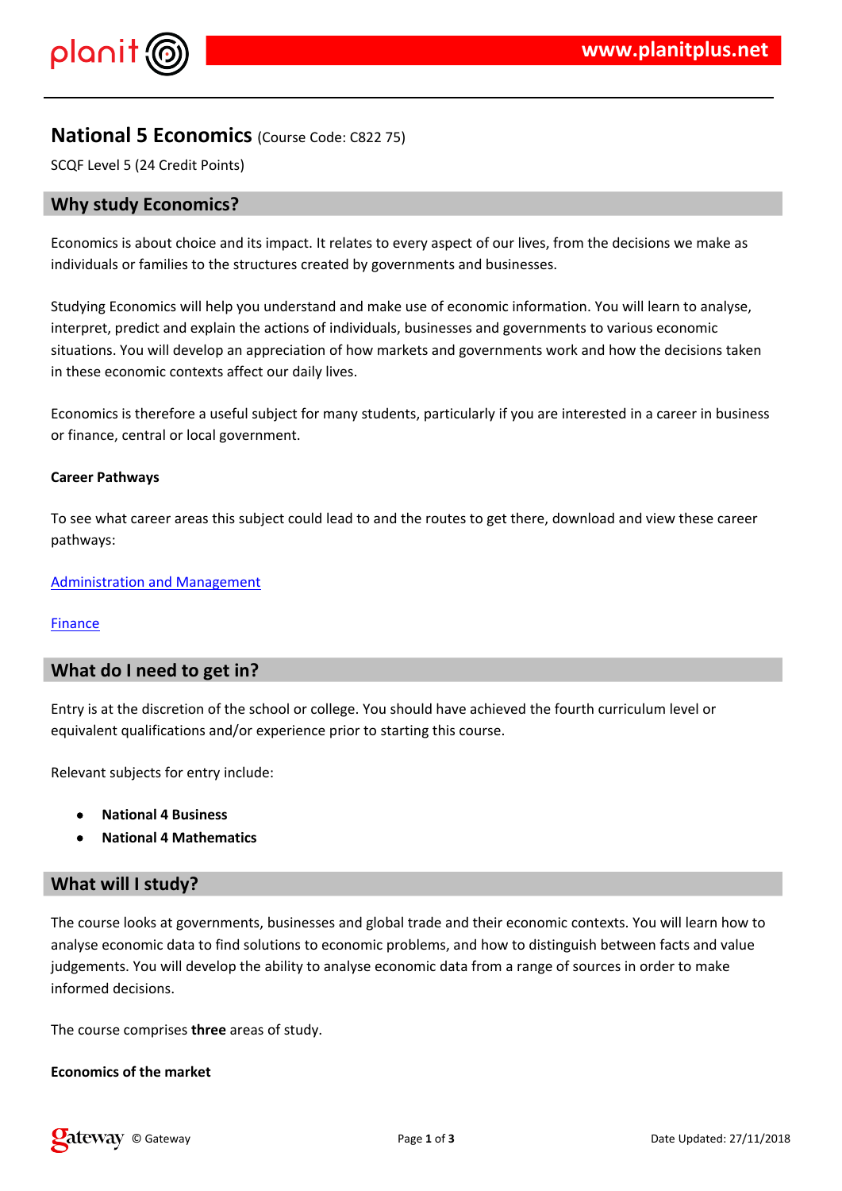# National 5 Economics (Course Code: C822 75)

SCQF Level 5 (24 Credit Points)

## Why study Economics?

Economics is about choice and its impact. It relates to every aspect of our lives, from the decisions we make as individuals or families to the structures created by governments and businesses.

Studying Economics will help you understand and make use of economic information. You will learn to analyse, interpret, predict and explain the actions of individuals, businesses and governments to various economic situations. You will develop an appreciation of how markets and governments work and how the decisions taken in these economic contexts affect our daily lives.

Economics is therefore a useful subject for many students, particularly if you are interested in a career in business or finance, central or local government.

**Career Pathways**

To see what career areas this subject could lead to and the routes to get there, download and view these career pathways:

Administration and Management

Finance

## What do I need to get in?

Entry is at the discretion of the school or college. You should have achieved the fourth curriculum level or equivalent qualifications and/or experience prior to starting this course.

Relevant subjects for entry include:

- **National 4 Business**
- **National 4 Mathematics**

## What will I study?

The course looks at governments, businesses and global trade and their economic contexts. You will learn how to analyse economic data to find solutions to economic problems, and how to distinguish between facts and value judgements. You will develop the ability to analyse economic data from a range of sources in order to make informed decisions.

The course comprises **three** areas of study.

**Economics of the market**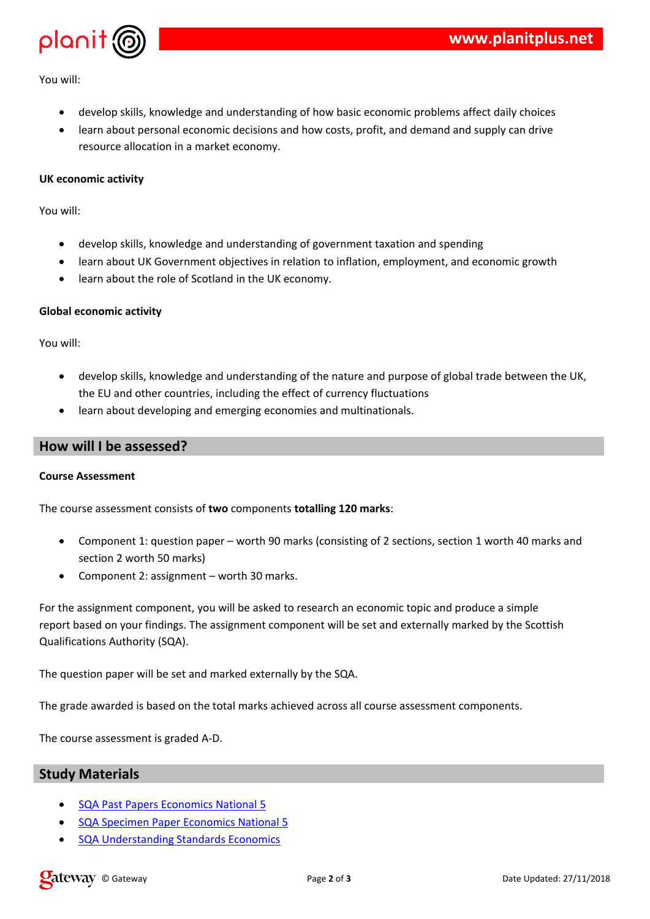You will:

- develop skills, knowledge and understanding of how basic economic problems affect daily choices
- learn about personal economic decisions and how costs, profit, and demand and supply can drive resource allocation in a market economy.

**UK economic activity**

You will:

- develop skills, knowledge and understanding of government taxation and spending
- learn about UK Government objectives in relation to inflation, employment, and economic growth
- learn about the role of Scotland in the UK economy.

**Global economic activity**

You will:

- develop skills, knowledge and understanding of the nature and purpose of global trade between the UK, the EU and other countries, including the effect of currency fluctuations
- learn about developing and emerging economies and multinationals.

## How will I be assessed?

**Course Assessment**

The course assessment consists of **two** components **totalling 120 marks**:

- Component 1: question paper – worth 90 marks (consisting of 2 sections, section 1 worth 40 marks and section 2 worth 50 marks)
- Component 2: assignment – worth 30 marks.

For the assignment component, you will be asked to research an economic topic and produce a simple report based on your findings. The assignment component will be set and externally marked by the Scottish Qualifications Authority (SQA).

The question paper will be set and marked externally by the SQA.

The grade awarded is based on the total marks achieved across all course assessment components.

The course assessment is graded A-D.

## Study Materials

- SQA Past Papers Economics National 5
- SQA Specimen Paper Economics National 5
- SQA Understanding Standards Economics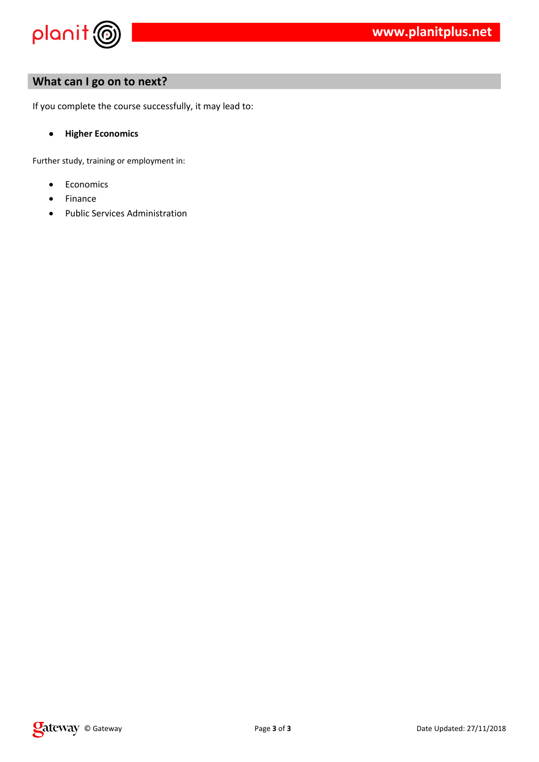## What can I go on to next?

If you complete the course successfully, it may lead to:

- **Higher Economics**

Further study, training or employment in:

- Economics
- Finance
- Public Services Administration